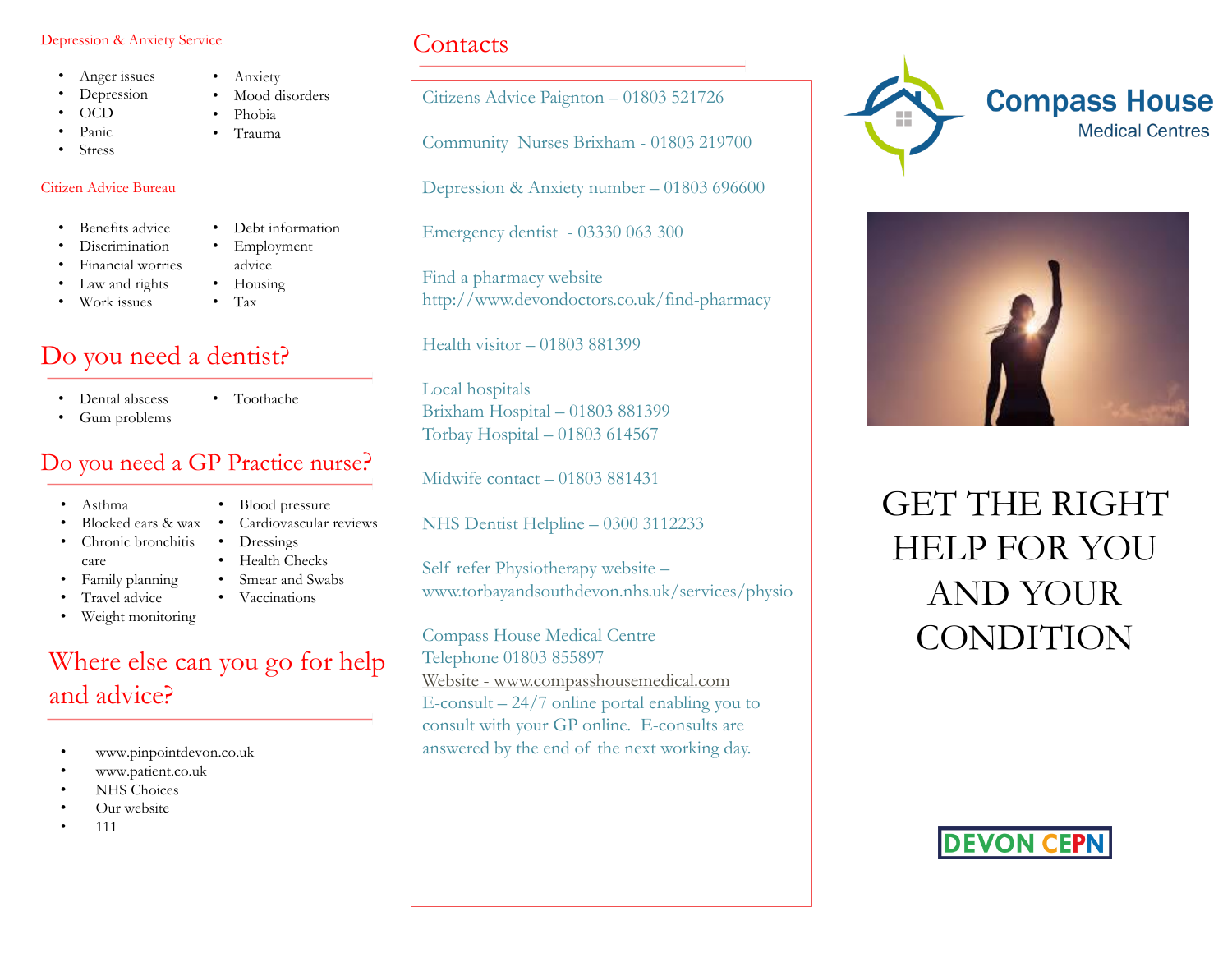## Depression & Anxiety Service

- Anger issues
- Depression
- OCD
- Panic
- Stress
- Anxiety
- Mood disorders
- Phobia
- Trauma

## Citizen Advice Bureau

- Benefits advice
- Discrimination
- Financial worries
- Law and rights
- Work issues
- Debt information
- Employment advice
- Housing
- Tax

## Do you need a dentist?

- Dental abscess
- Gum problems
- Toothache

## Do you need a GP Practice nurse?

- Asthma
- Blocked ears & wax
- Chronic bronchitis care
- Family planning
- Travel advice
- Weight monitoring
- Blood pressure
- Cardiovascular reviews
- Dressings
- Health Checks
- Smear and Swabs
- Vaccinations

## Where else can you go for help and advice?

- www.pinpointdevon.co.uk
- www.patient.co.uk
- NHS Choices
- Our website
- 111

## Contacts

Citizens Advice Paignton – 01803 521726

Community Nurses Brixham - 01803 219700

Depression & Anxiety number – 01803 696600

Emergency dentist - 03330 063 300

Find a pharmacy website
http://www.devondoctors.co.uk/find-pharmacy

Health visitor – 01803 881399

Local hospitals
Brixham Hospital – 01803 881399
Torbay Hospital – 01803 614567

Midwife contact – 01803 881431

NHS Dentist Helpline – 0300 3112233

Self refer Physiotherapy website –
www.torbayandsouthdevon.nhs.uk/services/physio

Compass House Medical Centre
Telephone 01803 855897
Website - www.compasshousemedical.com
E-consult – 24/7 online portal enabling you to consult with your GP online. E-consults are answered by the end of the next working day.

**Compass House**
Medical Centres

# GET THE RIGHT HELP FOR YOU AND YOUR CONDITION

DEVON CEPN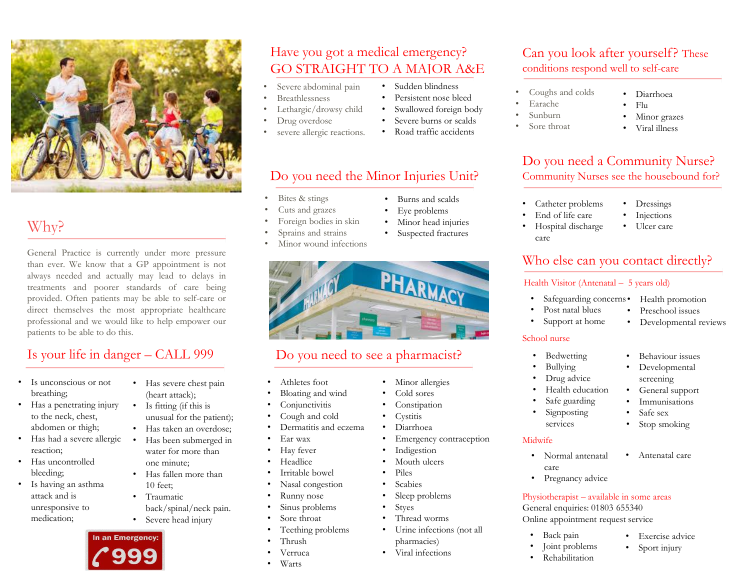## Why?

General Practice is currently under more pressure than ever. We know that a GP appointment is not always needed and actually may lead to delays in treatments and poorer standards of care being provided. Often patients may be able to self-care or direct themselves the most appropriate healthcare professional and we would like to help empower our patients to be able to do this.

## Is your life in danger – CALL 999

- Is unconscious or not breathing;
- Has a penetrating injury to the neck, chest, abdomen or thigh;
- Has had a severe allergic reaction;
- Has uncontrolled bleeding;
- Is having an asthma attack and is unresponsive to medication;
- Has severe chest pain (heart attack);
- Is fitting (if this is unusual for the patient);
- Has taken an overdose;
- Has been submerged in water for more than one minute;
- Has fallen more than 10 feet;
- Traumatic back/spinal/neck pain.
- Severe head injury

In an Emergency: 999

## Have you got a medical emergency? GO STRAIGHT TO A MAJOR A&E

- Severe abdominal pain
- Breathlessness
- Lethargic/drowsy child
- Drug overdose
- severe allergic reactions.
- Sudden blindness
- Persistent nose bleed
- Swallowed foreign body
- Severe burns or scalds
- Road traffic accidents

## Do you need the Minor Injuries Unit?

- Bites & stings
- Cuts and grazes
- Foreign bodies in skin
- Sprains and strains
- Minor wound infections
- Burns and scalds
- Eye problems
- Minor head injuries
- Suspected fractures

## Do you need to see a pharmacist?

- Athletes foot
- Bloating and wind
- Conjunctivitis
- Cough and cold
- Dermatitis and eczema
- Ear wax
- Hay fever
- Headlice
- Irritable bowel
- Nasal congestion
- Runny nose
- Sinus problems
- Sore throat
- Teething problems
- Thrush
- Verruca
- Warts
- Minor allergies
- Cold sores
- Constipation
- Cystitis
- Diarrhoea
- Emergency contraception
- Indigestion
- Mouth ulcers
- Piles
- Scabies
- Sleep problems
- Styes
- Thread worms
- Urine infections (not all pharmacies)
- Viral infections

## Can you look after yourself? These conditions respond well to self-care

- Coughs and colds
- Earache
- Sunburn
- Sore throat
- Diarrhoea
- Flu
- Minor grazes
- Viral illness

## Do you need a Community Nurse? Community Nurses see the housebound for?

- Catheter problems
- End of life care
- Hospital discharge care
- Dressings
- Injections
- Ulcer care

## Who else can you contact directly?

### Health Visitor (Antenatal – 5 years old)

- Safeguarding concerns
- Post natal blues
- Support at home
- Health promotion
- Preschool issues
- Developmental reviews

### School nurse

- Bedwetting
- Bullying
- Drug advice
- Health education
- Safe guarding
- Signposting services
- Behaviour issues
- Developmental screening
- General support
- Immunisations
- Safe sex
- Stop smoking

### Midwife

- Normal antenatal care
- Pregnancy advice
- Antenatal care

### Physiotherapist – available in some areas

General enquiries: 01803 655340
Online appointment request service

- Back pain
- Joint problems
- Rehabilitation
- Exercise advice
- Sport injury